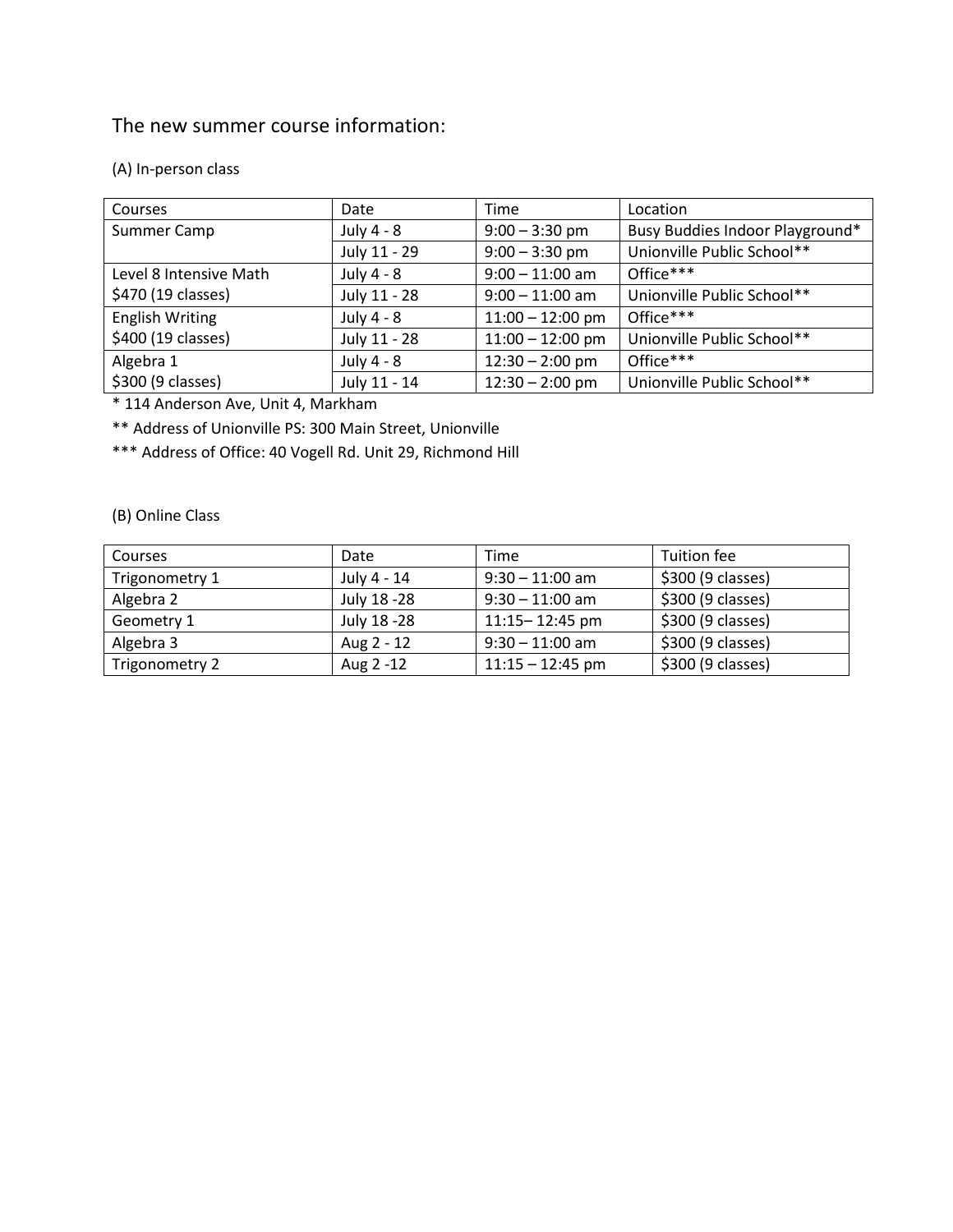The new summer course information:

(A) In-person class

| Courses | Date | Time | Location |
|---|---|---|---|
| Summer Camp | July 4 - 8 | 9:00 – 3:30 pm | Busy Buddies Indoor Playground* |
| | July 11 - 29 | 9:00 – 3:30 pm | Unionville Public School** |
| Level 8 Intensive Math $470 (19 classes) | July 4 - 8 | 9:00 – 11:00 am | Office*** |
| | July 11 - 28 | 9:00 – 11:00 am | Unionville Public School** |
| English Writing $400 (19 classes) | July 4 - 8 | 11:00 – 12:00 pm | Office*** |
| | July 11 - 28 | 11:00 – 12:00 pm | Unionville Public School** |
| Algebra 1 $300 (9 classes) | July 4 - 8 | 12:30 – 2:00 pm | Office*** |
| | July 11 - 14 | 12:30 – 2:00 pm | Unionville Public School** |

* 114 Anderson Ave, Unit 4, Markham

** Address of Unionville PS: 300 Main Street, Unionville

*** Address of Office: 40 Vogell Rd. Unit 29, Richmond Hill

(B) Online Class

| Courses | Date | Time | Tuition fee |
|---|---|---|---|
| Trigonometry 1 | July 4 - 14 | 9:30 – 11:00 am | $300 (9 classes) |
| Algebra 2 | July 18 -28 | 9:30 – 11:00 am | $300 (9 classes) |
| Geometry 1 | July 18 -28 | 11:15– 12:45 pm | $300 (9 classes) |
| Algebra 3 | Aug 2 - 12 | 9:30 – 11:00 am | $300 (9 classes) |
| Trigonometry 2 | Aug 2 -12 | 11:15 – 12:45 pm | $300 (9 classes) |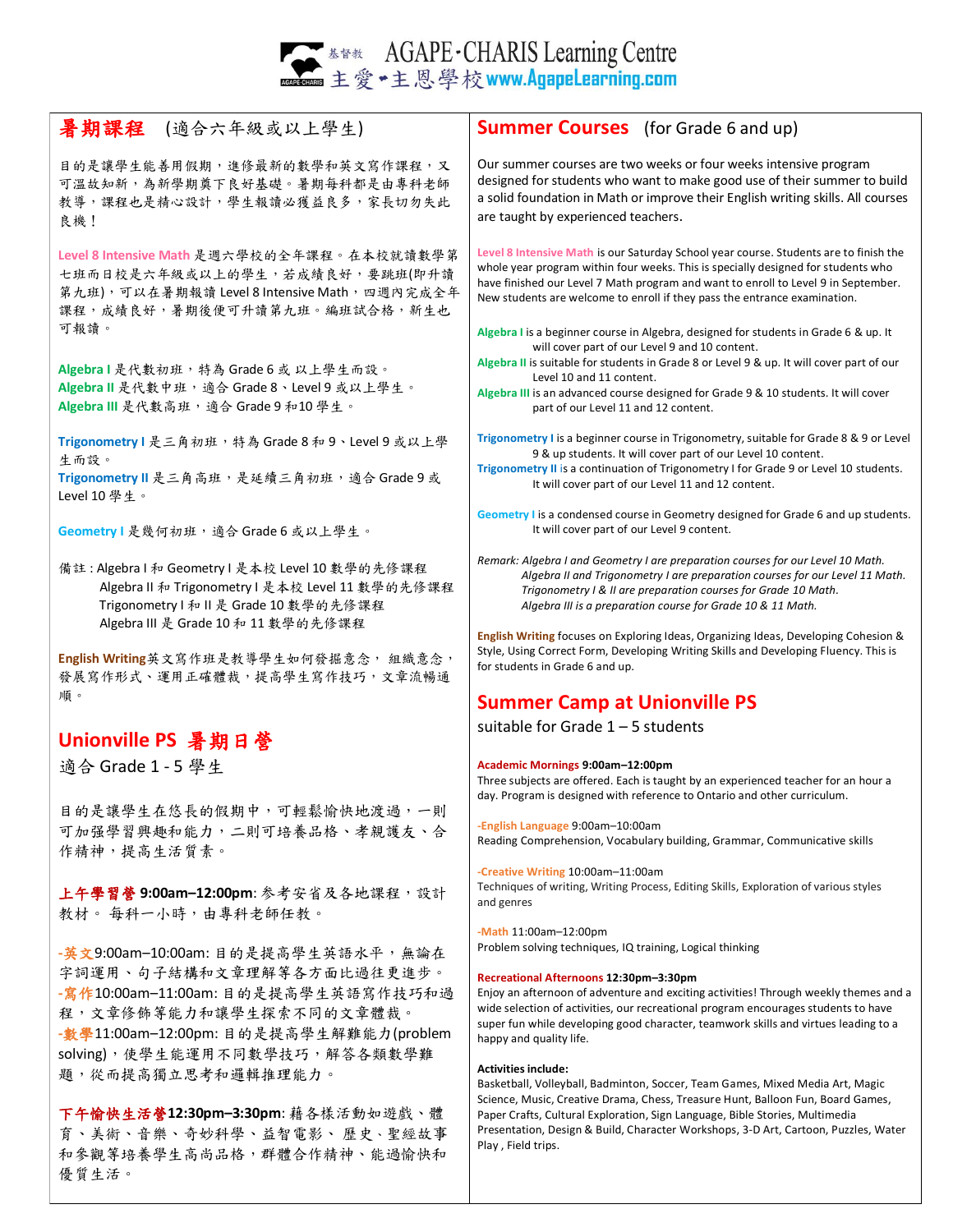基督教 AGAPE‧CHARIS Learning Centre
主愛‧主恩學校 www.AgapeLearning.com

## 暑期課程 (適合六年級或以上學生)

目的是讓學生能善用假期，進修最新的數學和英文寫作課程，又可溫故知新，為新學期奠下良好基礎。暑期每科都是由專科老師教導，課程也是精心設計，學生報讀必獲益良多，家長切勿失此良機！

**Level 8 Intensive Math** 是週六學校的全年課程。在本校就讀數學第七班而日校是六年級或以上的學生，若成績良好，要跳班(即升讀第九班)，可以在暑期報讀 Level 8 Intensive Math，四週內完成全年課程，成績良好，暑期後便可升讀第九班。編班試合格，新生也可報讀。

**Algebra I** 是代數初班，特為 Grade 6 或 以上學生而設。
**Algebra II** 是代數中班，適合 Grade 8、Level 9 或以上學生。
**Algebra III** 是代數高班，適合 Grade 9 和10 學生。

**Trigonometry I** 是三角初班，特為 Grade 8 和 9、Level 9 或以上學生而設。
**Trigonometry II** 是三角高班，是延續三角初班，適合 Grade 9 或 Level 10 學生。

**Geometry I** 是幾何初班，適合 Grade 6 或以上學生。

備註：Algebra I 和 Geometry I 是本校 Level 10 數學的先修課程
Algebra II 和 Trigonometry I 是本校 Level 11 數學的先修課程
Trigonometry I 和 II 是 Grade 10 數學的先修課程
Algebra III 是 Grade 10 和 11 數學的先修課程

**English Writing**英文寫作班是教導學生如何發掘意念， 組織意念，發展寫作形式、運用正確體裁，提高學生寫作技巧，文章流暢通順。

## Unionville PS 暑期日營
適合 Grade 1 - 5 學生

目的是讓學生在悠長的假期中，可輕鬆愉快地渡過，一則可加强學習興趣和能力，二則可培養品格、孝親護友、合作精神，提高生活質素。

**上午學習營 9:00am–12:00pm**: 參考安省及各地課程，設計教材。 每科一小時，由專科老師任教。

**-英文**9:00am–10:00am: 目的是提高學生英語水平，無論在字詞運用、句子結構和文章理解等各方面比過往更進步。
**-寫作**10:00am–11:00am: 目的是提高學生英語寫作技巧和過程，文章修飾等能力和讓學生探索不同的文章體裁。
**-數學**11:00am–12:00pm: 目的是提高學生解難能力(problem solving)，使學生能運用不同數學技巧，解答各類數學難題，從而提高獨立思考和邏輯推理能力。

**下午愉快生活營12:30pm–3:30pm**: 藉各樣活動如遊戲、體育、美術、音樂、奇妙科學、益智電影、 歷史、聖經故事和參觀等培養學生高尚品格，群體合作精神、能過愉快和優質生活。

## Summer Courses (for Grade 6 and up)

Our summer courses are two weeks or four weeks intensive program designed for students who want to make good use of their summer to build a solid foundation in Math or improve their English writing skills. All courses are taught by experienced teachers.

**Level 8 Intensive Math** is our Saturday School year course. Students are to finish the whole year program within four weeks. This is specially designed for students who have finished our Level 7 Math program and want to enroll to Level 9 in September. New students are welcome to enroll if they pass the entrance examination.

**Algebra I** is a beginner course in Algebra, designed for students in Grade 6 & up. It will cover part of our Level 9 and 10 content.
**Algebra II** is suitable for students in Grade 8 or Level 9 & up. It will cover part of our Level 10 and 11 content.
**Algebra III** is an advanced course designed for Grade 9 & 10 students. It will cover part of our Level 11 and 12 content.

**Trigonometry I** is a beginner course in Trigonometry, suitable for Grade 8 & 9 or Level 9 & up students. It will cover part of our Level 10 content.
**Trigonometry II** is a continuation of Trigonometry I for Grade 9 or Level 10 students. It will cover part of our Level 11 and 12 content.

**Geometry I** is a condensed course in Geometry designed for Grade 6 and up students. It will cover part of our Level 9 content.

*Remark: Algebra I and Geometry I are preparation courses for our Level 10 Math.*
*Algebra II and Trigonometry I are preparation courses for our Level 11 Math.*
*Trigonometry I & II are preparation courses for Grade 10 Math.*
*Algebra III is a preparation course for Grade 10 & 11 Math.*

**English Writing** focuses on Exploring Ideas, Organizing Ideas, Developing Cohesion & Style, Using Correct Form, Developing Writing Skills and Developing Fluency. This is for students in Grade 6 and up.

## Summer Camp at Unionville PS
suitable for Grade 1 – 5 students

**Academic Mornings 9:00am–12:00pm**
Three subjects are offered. Each is taught by an experienced teacher for an hour a day. Program is designed with reference to Ontario and other curriculum.

**-English Language** 9:00am–10:00am
Reading Comprehension, Vocabulary building, Grammar, Communicative skills

**-Creative Writing** 10:00am–11:00am
Techniques of writing, Writing Process, Editing Skills, Exploration of various styles and genres

**-Math** 11:00am–12:00pm
Problem solving techniques, IQ training, Logical thinking

**Recreational Afternoons 12:30pm–3:30pm**
Enjoy an afternoon of adventure and exciting activities! Through weekly themes and a wide selection of activities, our recreational program encourages students to have super fun while developing good character, teamwork skills and virtues leading to a happy and quality life.

**Activities include:**
Basketball, Volleyball, Badminton, Soccer, Team Games, Mixed Media Art, Magic Science, Music, Creative Drama, Chess, Treasure Hunt, Balloon Fun, Board Games, Paper Crafts, Cultural Exploration, Sign Language, Bible Stories, Multimedia Presentation, Design & Build, Character Workshops, 3-D Art, Cartoon, Puzzles, Water Play , Field trips.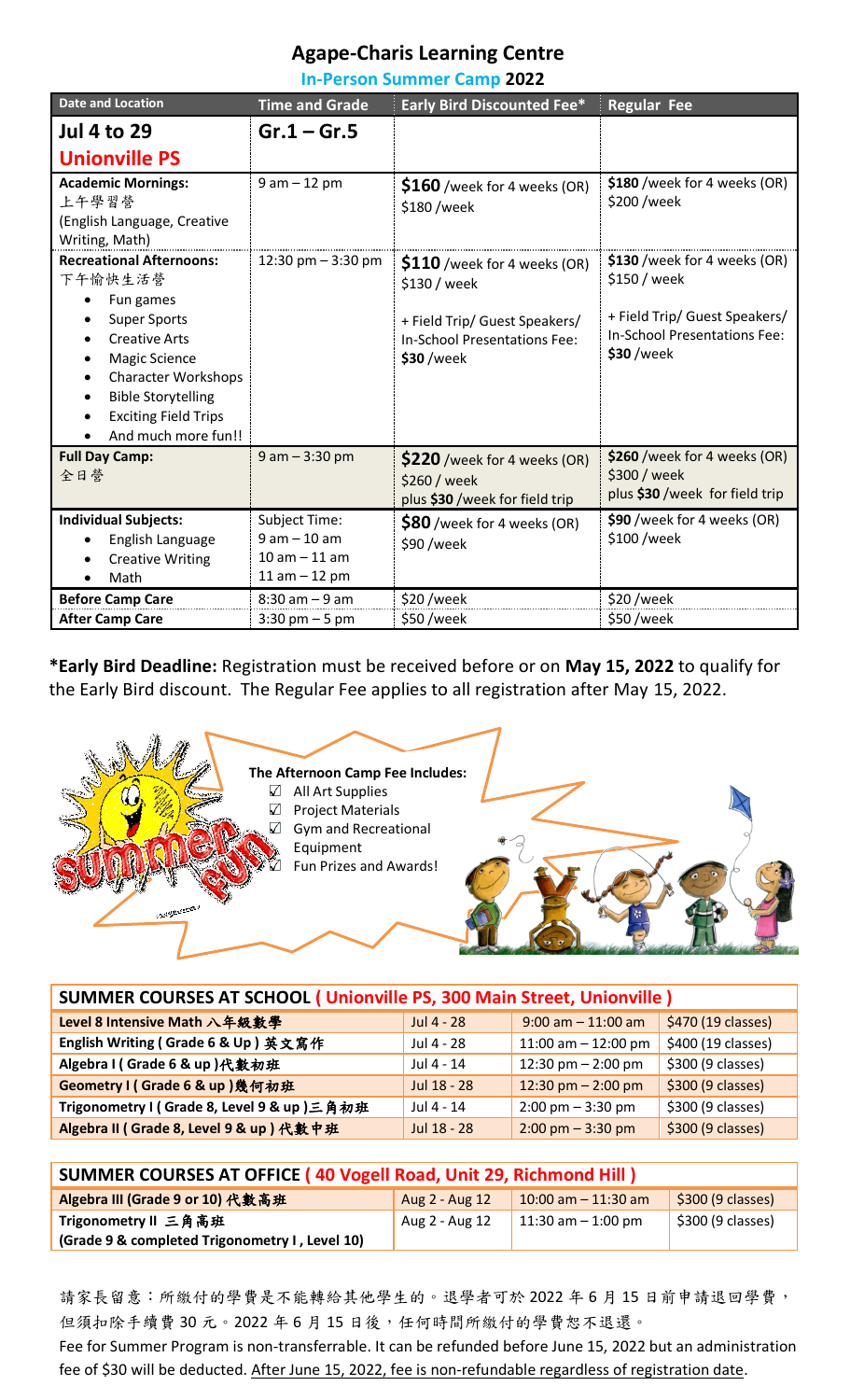# Agape-Charis Learning Centre

## In-Person Summer Camp 2022

| Date and Location | Time and Grade | Early Bird Discounted Fee* | Regular Fee |
|---|---|---|---|
| **Jul 4 to 29**<br>**Unionville PS** | **Gr.1 – Gr.5** | | |
| **Academic Mornings:**<br>上午學習營<br>(English Language, Creative Writing, Math) | 9 am – 12 pm | **$160** /week for 4 weeks (OR) $180 /week | **$180** /week for 4 weeks (OR) $200 /week |
| **Recreational Afternoons:**<br>下午愉快生活營<br>• Fun games<br>• Super Sports<br>• Creative Arts<br>• Magic Science<br>• Character Workshops<br>• Bible Storytelling<br>• Exciting Field Trips<br>• And much more fun!! | 12:30 pm – 3:30 pm | **$110** /week for 4 weeks (OR) $130 / week<br><br>+ Field Trip/ Guest Speakers/ In-School Presentations Fee: **$30** /week | **$130** /week for 4 weeks (OR) $150 / week<br><br>+ Field Trip/ Guest Speakers/ In-School Presentations Fee: **$30** /week |
| **Full Day Camp:**<br>全日營 | 9 am – 3:30 pm | **$220** /week for 4 weeks (OR) $260 / week<br>plus **$30** /week for field trip | **$260** /week for 4 weeks (OR) $300 / week<br>plus **$30** /week for field trip |
| **Individual Subjects:**<br>• English Language<br>• Creative Writing<br>• Math | Subject Time:<br>9 am – 10 am<br>10 am – 11 am<br>11 am – 12 pm | **$80** /week for 4 weeks (OR) $90 /week | **$90** /week for 4 weeks (OR) $100 /week |
| **Before Camp Care** | 8:30 am – 9 am | $20 /week | $20 /week |
| **After Camp Care** | 3:30 pm – 5 pm | $50 /week | $50 /week |

***Early Bird Deadline:** Registration must be received before or on **May 15, 2022** to qualify for the Early Bird discount. The Regular Fee applies to all registration after May 15, 2022.

**The Afternoon Camp Fee Includes:**

- ☑ All Art Supplies
- ☑ Project Materials
- ☑ Gym and Recreational Equipment
- ☑ Fun Prizes and Awards!

| SUMMER COURSES AT SCHOOL ( Unionville PS, 300 Main Street, Unionville ) | | | |
|---|---|---|---|
| **Level 8 Intensive Math 八年級數學** | Jul 4 - 28 | 9:00 am – 11:00 am | $470 (19 classes) |
| **English Writing ( Grade 6 & Up ) 英文寫作** | Jul 4 - 28 | 11:00 am – 12:00 pm | $400 (19 classes) |
| **Algebra I ( Grade 6 & up )代數初班** | Jul 4 - 14 | 12:30 pm – 2:00 pm | $300 (9 classes) |
| **Geometry I ( Grade 6 & up )幾何初班** | Jul 18 - 28 | 12:30 pm – 2:00 pm | $300 (9 classes) |
| **Trigonometry I ( Grade 8, Level 9 & up )三角初班** | Jul 4 - 14 | 2:00 pm – 3:30 pm | $300 (9 classes) |
| **Algebra II ( Grade 8, Level 9 & up ) 代數中班** | Jul 18 - 28 | 2:00 pm – 3:30 pm | $300 (9 classes) |

| SUMMER COURSES AT OFFICE ( 40 Vogell Road, Unit 29, Richmond Hill ) | | | |
|---|---|---|---|
| **Algebra III (Grade 9 or 10) 代數高班** | Aug 2 - Aug 12 | 10:00 am – 11:30 am | $300 (9 classes) |
| **Trigonometry II 三角高班**<br>**(Grade 9 & completed Trigonometry I , Level 10)** | Aug 2 - Aug 12 | 11:30 am – 1:00 pm | $300 (9 classes) |

請家長留意：所繳付的學費是不能轉給其他學生的。退學者可於 2022 年 6 月 15 日前申請退回學費，但須扣除手續費 30 元。2022 年 6 月 15 日後，任何時間所繳付的學費恕不退還。

Fee for Summer Program is non-transferrable. It can be refunded before June 15, 2022 but an administration fee of $30 will be deducted. After June 15, 2022, fee is non-refundable regardless of registration date.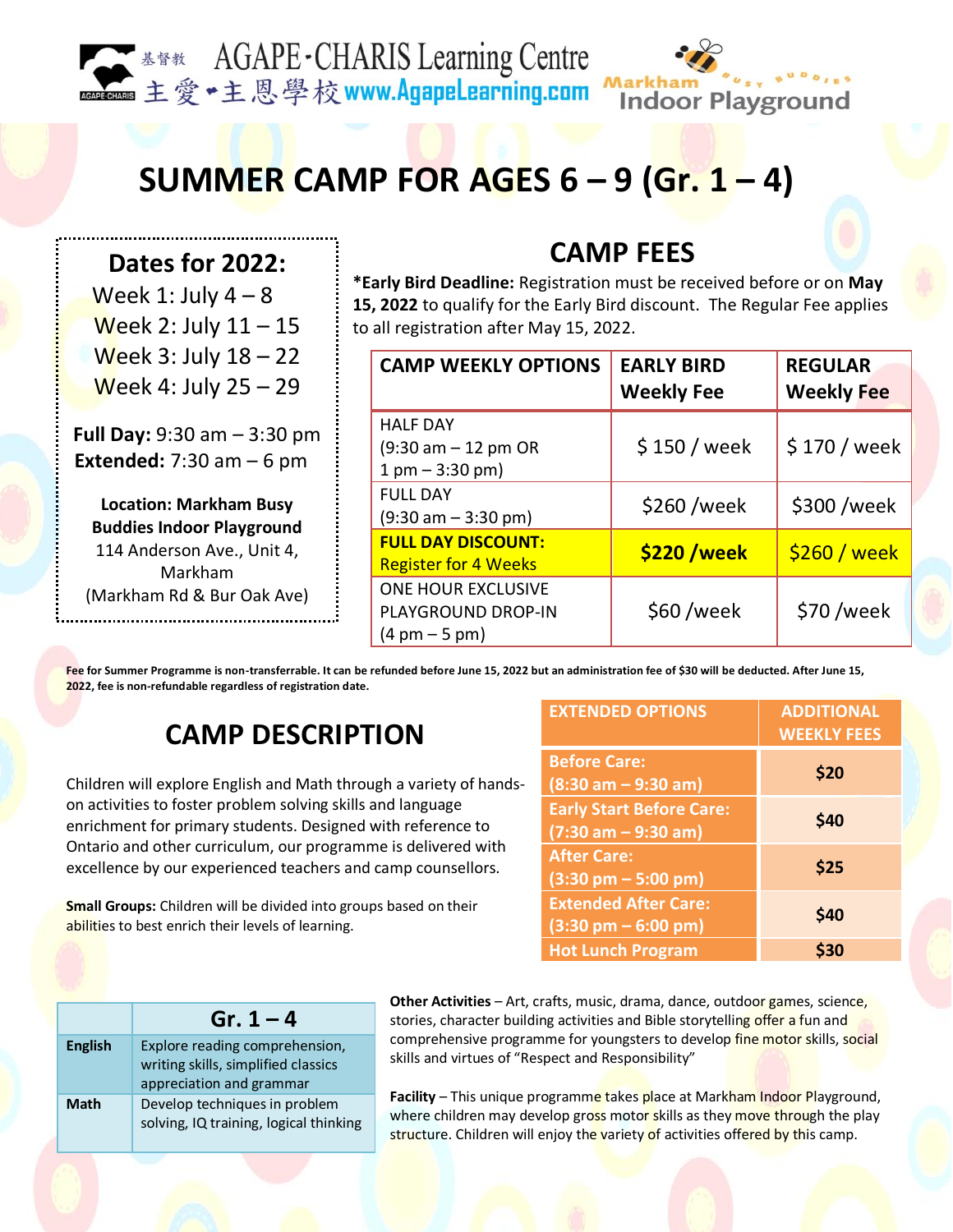基督教 AGAPE·CHARIS Learning Centre
主愛•主恩學校 www.AgapeLearning.com

Markham Busy Buddies Indoor Playground

# SUMMER CAMP FOR AGES 6 – 9 (Gr. 1 – 4)

## Dates for 2022:

Week 1: July 4 – 8
Week 2: July 11 – 15
Week 3: July 18 – 22
Week 4: July 25 – 29

**Full Day:** 9:30 am – 3:30 pm
**Extended:** 7:30 am – 6 pm

**Location: Markham Busy Buddies Indoor Playground**
114 Anderson Ave., Unit 4, Markham
(Markham Rd & Bur Oak Ave)

## CAMP FEES

***Early Bird Deadline:** Registration must be received before or on **May 15, 2022** to qualify for the Early Bird discount. The Regular Fee applies to all registration after May 15, 2022.

| CAMP WEEKLY OPTIONS | EARLY BIRD Weekly Fee | REGULAR Weekly Fee |
|---|---|---|
| HALF DAY (9:30 am – 12 pm OR 1 pm – 3:30 pm) | $ 150 / week | $ 170 / week |
| FULL DAY (9:30 am – 3:30 pm) | $260 /week | $300 /week |
| **FULL DAY DISCOUNT:** Register for 4 Weeks | **$220 /week** | $260 / week |
| ONE HOUR EXCLUSIVE PLAYGROUND DROP-IN (4 pm – 5 pm) | $60 /week | $70 /week |

**Fee for Summer Programme is non-transferrable. It can be refunded before June 15, 2022 but an administration fee of $30 will be deducted. After June 15, 2022, fee is non-refundable regardless of registration date.**

## CAMP DESCRIPTION

Children will explore English and Math through a variety of hands-on activities to foster problem solving skills and language enrichment for primary students. Designed with reference to Ontario and other curriculum, our programme is delivered with excellence by our experienced teachers and camp counsellors.

**Small Groups:** Children will be divided into groups based on their abilities to best enrich their levels of learning.

| EXTENDED OPTIONS | ADDITIONAL WEEKLY FEES |
|---|---|
| Before Care: (8:30 am – 9:30 am) | $20 |
| Early Start Before Care: (7:30 am – 9:30 am) | $40 |
| After Care: (3:30 pm – 5:00 pm) | $25 |
| Extended After Care: (3:30 pm – 6:00 pm) | $40 |
| Hot Lunch Program | $30 |

| | Gr. 1 – 4 |
|---|---|
| **English** | Explore reading comprehension, writing skills, simplified classics appreciation and grammar |
| **Math** | Develop techniques in problem solving, IQ training, logical thinking |

**Other Activities** – Art, crafts, music, drama, dance, outdoor games, science, stories, character building activities and Bible storytelling offer a fun and comprehensive programme for youngsters to develop fine motor skills, social skills and virtues of "Respect and Responsibility"

**Facility** – This unique programme takes place at Markham Indoor Playground, where children may develop gross motor skills as they move through the play structure. Children will enjoy the variety of activities offered by this camp.